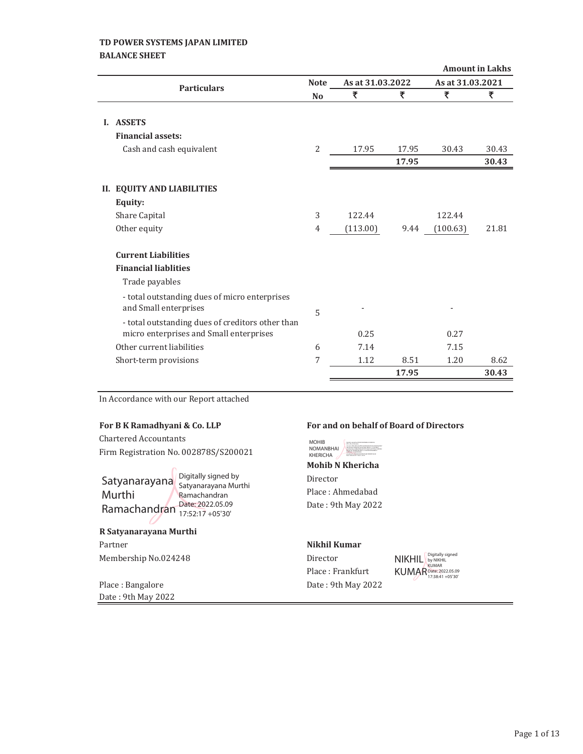**TD POWER SYSTEMS JAPAN LIMITED**

**BALANCE SHEET**

**Amount in Lakhs**

| Particulars | Note No | As at 31.03.2022 | | As at 31.03.2021 | |
|---|---|---|---|---|---|
| | | ₹ | ₹ | ₹ | ₹ |
| **I. ASSETS** | | | | | |
| **Financial assets:** | | | | | |
| Cash and cash equivalent | 2 | 17.95 | 17.95 | 30.43 | 30.43 |
| | | | **17.95** | | **30.43** |
| **II. EQUITY AND LIABILITIES** | | | | | |
| **Equity:** | | | | | |
| Share Capital | 3 | 122.44 | | 122.44 | |
| Other equity | 4 | (113.00) | 9.44 | (100.63) | 21.81 |
| **Current Liabilities** | | | | | |
| **Financial liablities** | | | | | |
| Trade payables | | | | | |
| - total outstanding dues of micro enterprises and Small enterprises | 5 | - | | - | |
| - total outstanding dues of creditors other than micro enterprises and Small enterprises | | 0.25 | | 0.27 | |
| Other current liabilities | 6 | 7.14 | | 7.15 | |
| Short-term provisions | 7 | 1.12 | 8.51 | 1.20 | 8.62 |
| | | | **17.95** | | **30.43** |

In Accordance with our Report attached

**For B K Ramadhyani & Co. LLP**

Chartered Accountants

Firm Registration No. 002878S/S200021

Satyanarayana Murthi Ramachandran — Digitally signed by Satyanarayana Murthi Ramachandran Date: 2022.05.09 17:52:17 +05'30'

**R Satyanarayana Murthi**

Partner

Membership No.024248

Place : Bangalore

Date : 9th May 2022

**For and on behalf of Board of Directors**

MOHIB NOMANBHAI KHERICHA

**Mohib N Khericha**

Director

Place : Ahmedabad

Date : 9th May 2022

**Nikhil Kumar**

Director

Place : Frankfurt

Date : 9th May 2022

NIKHIL KUMAR — Digitally signed by NIKHIL KUMAR Date: 2022.05.09 17:38:41 +05'30'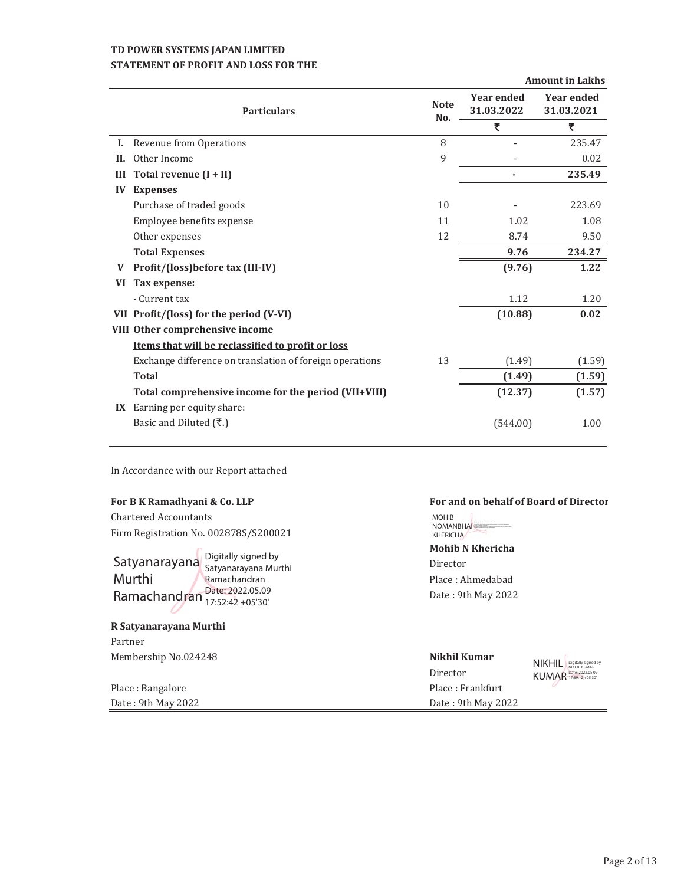**TD POWER SYSTEMS JAPAN LIMITED**
**STATEMENT OF PROFIT AND LOSS FOR THE**

**Amount in Lakhs**

| | Particulars | Note No. | Year ended 31.03.2022 | Year ended 31.03.2021 |
|---|---|---|---|---|
| | | | ₹ | ₹ |
| **I.** | Revenue from Operations | 8 | - | 235.47 |
| **II.** | Other Income | 9 | - | 0.02 |
| **III** | **Total revenue (I + II)** | | **-** | **235.49** |
| **IV** | **Expenses** | | | |
| | Purchase of traded goods | 10 | - | 223.69 |
| | Employee benefits expense | 11 | 1.02 | 1.08 |
| | Other expenses | 12 | 8.74 | 9.50 |
| | **Total Expenses** | | **9.76** | **234.27** |
| **V** | **Profit/(loss)before tax (III-IV)** | | **(9.76)** | **1.22** |
| **VI** | **Tax expense:** | | | |
| | - Current tax | | 1.12 | 1.20 |
| **VII** | **Profit/(loss) for the period (V-VI)** | | **(10.88)** | **0.02** |
| **VIII** | **Other comprehensive income** | | | |
| | **Items that will be reclassified to profit or loss** | | | |
| | Exchange difference on translation of foreign operations | 13 | (1.49) | (1.59) |
| | **Total** | | **(1.49)** | **(1.59)** |
| | **Total comprehensive income for the period (VII+VIII)** | | **(12.37)** | **(1.57)** |
| **IX** | Earning per equity share: | | | |
| | Basic and Diluted (₹.) | | (544.00) | 1.00 |

In Accordance with our Report attached

**For B K Ramadhyani & Co. LLP**
Chartered Accountants
Firm Registration No. 002878S/S200021

Satyanarayana Murthi Ramachandran — Digitally signed by Satyanarayana Murthi Ramachandran Date: 2022.05.09 17:52:42 +05'30'

**R Satyanarayana Murthi**
Partner
Membership No.024248

Place : Bangalore
Date : 9th May 2022

**For and on behalf of Board of Director**

MOHIB NOMANBHAI KHERICHA

**Mohib N Khericha**
Director
Place : Ahmedabad
Date : 9th May 2022

**Nikhil Kumar**
Director
Place : Frankfurt
Date : 9th May 2022

NIKHIL KUMAR — Digitally signed by NIKHIL KUMAR Date: 2022.05.09 17:39:12 +05'30'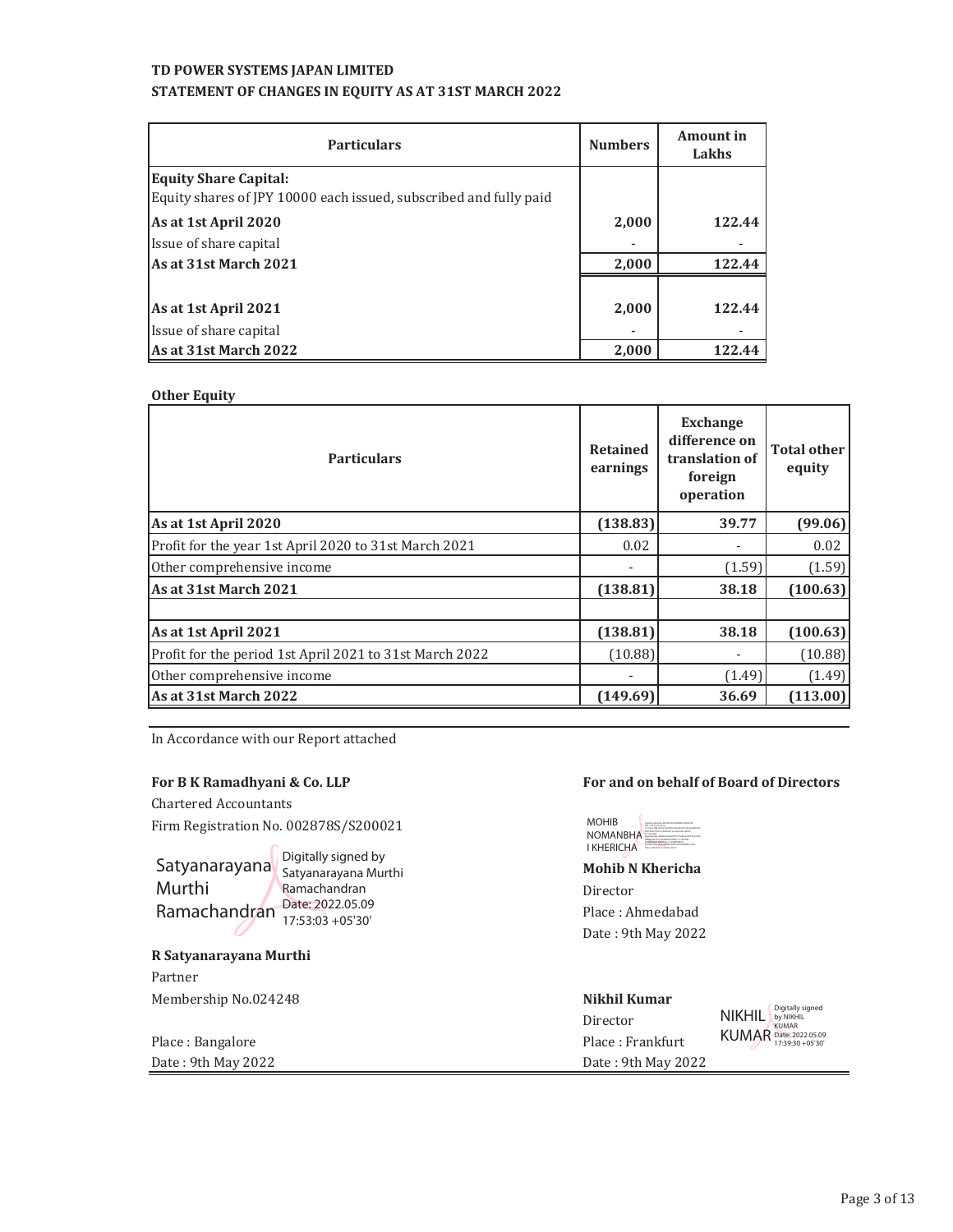**TD POWER SYSTEMS JAPAN LIMITED**

**STATEMENT OF CHANGES IN EQUITY AS AT 31ST MARCH 2022**

| Particulars | Numbers | Amount in Lakhs |
|---|---|---|
| **Equity Share Capital:** | | |
| Equity shares of JPY 10000 each issued, subscribed and fully paid | | |
| **As at 1st April 2020** | **2,000** | **122.44** |
| Issue of share capital | - | - |
| **As at 31st March 2021** | **2,000** | **122.44** |
| | | |
| **As at 1st April 2021** | **2,000** | **122.44** |
| Issue of share capital | - | - |
| **As at 31st March 2022** | **2,000** | **122.44** |

**Other Equity**

| Particulars | Retained earnings | Exchange difference on translation of foreign operation | Total other equity |
|---|---|---|---|
| **As at 1st April 2020** | **(138.83)** | **39.77** | **(99.06)** |
| Profit for the year 1st April 2020 to 31st March 2021 | 0.02 | - | 0.02 |
| Other comprehensive income | - | (1.59) | (1.59) |
| **As at 31st March 2021** | **(138.81)** | **38.18** | **(100.63)** |
| | | | |
| **As at 1st April 2021** | **(138.81)** | **38.18** | **(100.63)** |
| Profit for the period 1st April 2021 to 31st March 2022 | (10.88) | - | (10.88) |
| Other comprehensive income | - | (1.49) | (1.49) |
| **As at 31st March 2022** | **(149.69)** | **36.69** | **(113.00)** |

In Accordance with our Report attached

**For B K Ramadhyani & Co. LLP**

Chartered Accountants

Firm Registration No. 002878S/S200021

Satyanarayana Murthi Ramachandran — Digitally signed by Satyanarayana Murthi Ramachandran Date: 2022.05.09 17:53:03 +05'30'

**R Satyanarayana Murthi**

Partner

Membership No.024248

Place : Bangalore

Date : 9th May 2022

**For and on behalf of Board of Directors**

MOHIB NOMANBHAI KHERICHA

**Mohib N Khericha**

Director

Place : Ahmedabad

Date : 9th May 2022

**Nikhil Kumar**

NIKHIL KUMAR — Digitally signed by NIKHIL KUMAR Date: 2022.05.09 17:39:30 +05'30'

Director

Place : Frankfurt

Date : 9th May 2022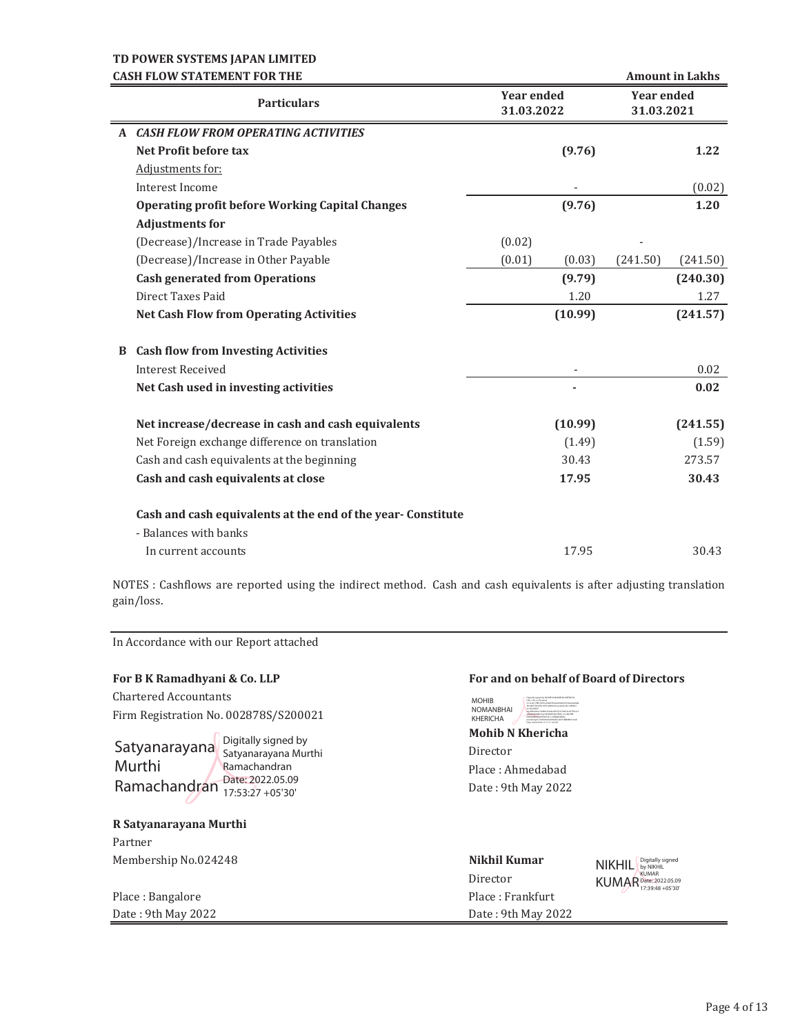**TD POWER SYSTEMS JAPAN LIMITED**

**CASH FLOW STATEMENT FOR THE**

**Amount in Lakhs**

| | Particulars | Year ended 31.03.2022 | | Year ended 31.03.2021 | |
|---|---|---|---|---|---|
| **A** | ***CASH FLOW FROM OPERATING ACTIVITIES*** | | | | |
| | **Net Profit before tax** | | **(9.76)** | | **1.22** |
| | Adjustments for: | | | | |
| | Interest Income | | - | | (0.02) |
| | **Operating profit before Working Capital Changes** | | **(9.76)** | | **1.20** |
| | **Adjustments for** | | | | |
| | (Decrease)/Increase in Trade Payables | (0.02) | | - | |
| | (Decrease)/Increase in Other Payable | (0.01) | (0.03) | (241.50) | (241.50) |
| | **Cash generated from Operations** | | **(9.79)** | | **(240.30)** |
| | Direct Taxes Paid | | 1.20 | | 1.27 |
| | **Net Cash Flow from Operating Activities** | | **(10.99)** | | **(241.57)** |
| **B** | **Cash flow from Investing Activities** | | | | |
| | Interest Received | | - | | 0.02 |
| | **Net Cash used in investing activities** | | **-** | | **0.02** |
| | **Net increase/decrease in cash and cash equivalents** | | **(10.99)** | | **(241.55)** |
| | Net Foreign exchange difference on translation | | (1.49) | | (1.59) |
| | Cash and cash equivalents at the beginning | | 30.43 | | 273.57 |
| | **Cash and cash equivalents at close** | | **17.95** | | **30.43** |
| | **Cash and cash equivalents at the end of the year- Constitute** | | | | |
| | - Balances with banks | | | | |
| | In current accounts | | 17.95 | | 30.43 |

NOTES : Cashflows are reported using the indirect method. Cash and cash equivalents is after adjusting translation gain/loss.

In Accordance with our Report attached

**For B K Ramadhyani & Co. LLP**
Chartered Accountants
Firm Registration No. 002878S/S200021

Satyanarayana Murthi Ramachandran — Digitally signed by Satyanarayana Murthi Ramachandran Date: 2022.05.09 17:53:27 +05'30'

**R Satyanarayana Murthi**
Partner
Membership No.024248

Place : Bangalore
Date : 9th May 2022

**For and on behalf of Board of Directors**

MOHIB NOMANBHAI KHERICHA

**Mohib N Khericha**
Director
Place : Ahmedabad
Date : 9th May 2022

**Nikhil Kumar**
Director
Place : Frankfurt
Date : 9th May 2022

NIKHIL KUMAR — Digitally signed by NIKHIL KUMAR Date: 2022.05.09 17:39:48 +05'30'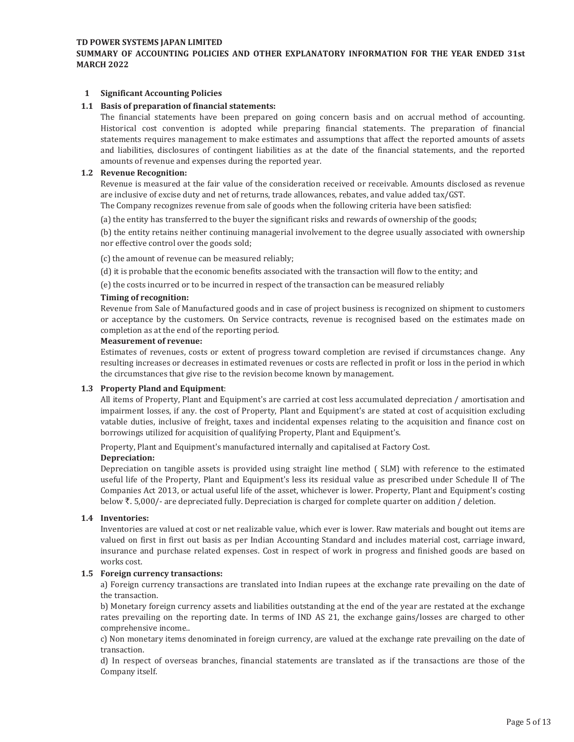**TD POWER SYSTEMS JAPAN LIMITED**

**SUMMARY OF ACCOUNTING POLICIES AND OTHER EXPLANATORY INFORMATION FOR THE YEAR ENDED 31st MARCH 2022**

## 1 Significant Accounting Policies

### 1.1 Basis of preparation of financial statements:

The financial statements have been prepared on going concern basis and on accrual method of accounting. Historical cost convention is adopted while preparing financial statements. The preparation of financial statements requires management to make estimates and assumptions that affect the reported amounts of assets and liabilities, disclosures of contingent liabilities as at the date of the financial statements, and the reported amounts of revenue and expenses during the reported year.

### 1.2 Revenue Recognition:

Revenue is measured at the fair value of the consideration received or receivable. Amounts disclosed as revenue are inclusive of excise duty and net of returns, trade allowances, rebates, and value added tax/GST.

The Company recognizes revenue from sale of goods when the following criteria have been satisfied:

(a) the entity has transferred to the buyer the significant risks and rewards of ownership of the goods;

(b) the entity retains neither continuing managerial involvement to the degree usually associated with ownership nor effective control over the goods sold;

(c) the amount of revenue can be measured reliably;

(d) it is probable that the economic benefits associated with the transaction will flow to the entity; and

(e) the costs incurred or to be incurred in respect of the transaction can be measured reliably

**Timing of recognition:**

Revenue from Sale of Manufactured goods and in case of project business is recognized on shipment to customers or acceptance by the customers. On Service contracts, revenue is recognised based on the estimates made on completion as at the end of the reporting period.

**Measurement of revenue:**

Estimates of revenues, costs or extent of progress toward completion are revised if circumstances change. Any resulting increases or decreases in estimated revenues or costs are reflected in profit or loss in the period in which the circumstances that give rise to the revision become known by management.

### 1.3 Property Pland and Equipment:

All items of Property, Plant and Equipment's are carried at cost less accumulated depreciation / amortisation and impairment losses, if any. the cost of Property, Plant and Equipment's are stated at cost of acquisition excluding vatable duties, inclusive of freight, taxes and incidental expenses relating to the acquisition and finance cost on borrowings utilized for acquisition of qualifying Property, Plant and Equipment's.

Property, Plant and Equipment's manufactured internally and capitalised at Factory Cost.

**Depreciation:**

Depreciation on tangible assets is provided using straight line method ( SLM) with reference to the estimated useful life of the Property, Plant and Equipment's less its residual value as prescribed under Schedule II of The Companies Act 2013, or actual useful life of the asset, whichever is lower. Property, Plant and Equipment's costing below ₹. 5,000/- are depreciated fully. Depreciation is charged for complete quarter on addition / deletion.

### 1.4 Inventories:

Inventories are valued at cost or net realizable value, which ever is lower. Raw materials and bought out items are valued on first in first out basis as per Indian Accounting Standard and includes material cost, carriage inward, insurance and purchase related expenses. Cost in respect of work in progress and finished goods are based on works cost.

### 1.5 Foreign currency transactions:

a) Foreign currency transactions are translated into Indian rupees at the exchange rate prevailing on the date of the transaction.

b) Monetary foreign currency assets and liabilities outstanding at the end of the year are restated at the exchange rates prevailing on the reporting date. In terms of IND AS 21, the exchange gains/losses are charged to other comprehensive income..

c) Non monetary items denominated in foreign currency, are valued at the exchange rate prevailing on the date of transaction.

d) In respect of overseas branches, financial statements are translated as if the transactions are those of the Company itself.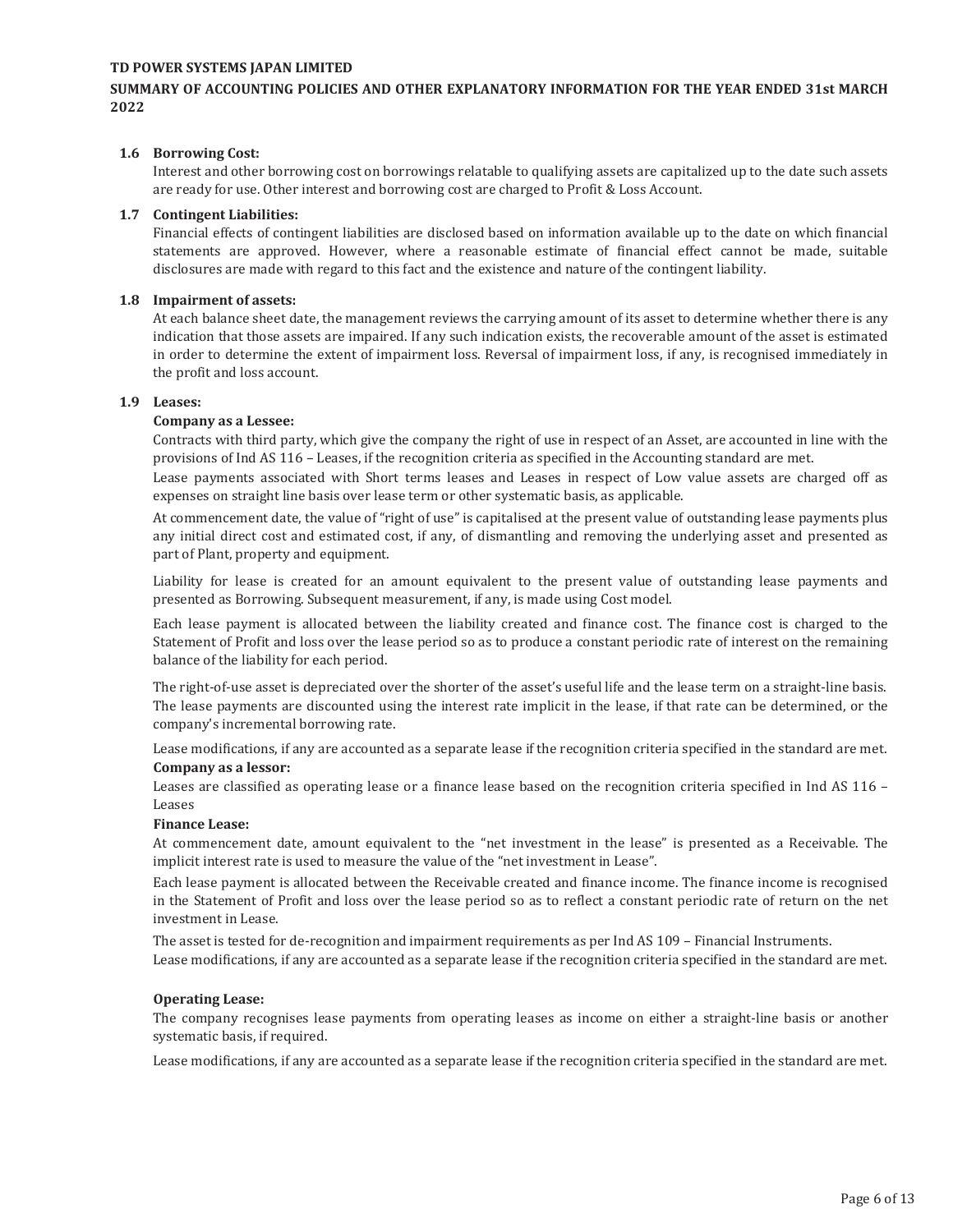### 1.6 Borrowing Cost:

Interest and other borrowing cost on borrowings relatable to qualifying assets are capitalized up to the date such assets are ready for use. Other interest and borrowing cost are charged to Profit & Loss Account.

### 1.7 Contingent Liabilities:

Financial effects of contingent liabilities are disclosed based on information available up to the date on which financial statements are approved. However, where a reasonable estimate of financial effect cannot be made, suitable disclosures are made with regard to this fact and the existence and nature of the contingent liability.

### 1.8 Impairment of assets:

At each balance sheet date, the management reviews the carrying amount of its asset to determine whether there is any indication that those assets are impaired. If any such indication exists, the recoverable amount of the asset is estimated in order to determine the extent of impairment loss. Reversal of impairment loss, if any, is recognised immediately in the profit and loss account.

### 1.9 Leases:

**Company as a Lessee:**

Contracts with third party, which give the company the right of use in respect of an Asset, are accounted in line with the provisions of Ind AS 116 – Leases, if the recognition criteria as specified in the Accounting standard are met.

Lease payments associated with Short terms leases and Leases in respect of Low value assets are charged off as expenses on straight line basis over lease term or other systematic basis, as applicable.

At commencement date, the value of "right of use" is capitalised at the present value of outstanding lease payments plus any initial direct cost and estimated cost, if any, of dismantling and removing the underlying asset and presented as part of Plant, property and equipment.

Liability for lease is created for an amount equivalent to the present value of outstanding lease payments and presented as Borrowing. Subsequent measurement, if any, is made using Cost model.

Each lease payment is allocated between the liability created and finance cost. The finance cost is charged to the Statement of Profit and loss over the lease period so as to produce a constant periodic rate of interest on the remaining balance of the liability for each period.

The right-of-use asset is depreciated over the shorter of the asset's useful life and the lease term on a straight-line basis. The lease payments are discounted using the interest rate implicit in the lease, if that rate can be determined, or the company's incremental borrowing rate.

Lease modifications, if any are accounted as a separate lease if the recognition criteria specified in the standard are met.

**Company as a lessor:**

Leases are classified as operating lease or a finance lease based on the recognition criteria specified in Ind AS 116 – Leases

**Finance Lease:**

At commencement date, amount equivalent to the "net investment in the lease" is presented as a Receivable. The implicit interest rate is used to measure the value of the "net investment in Lease".

Each lease payment is allocated between the Receivable created and finance income. The finance income is recognised in the Statement of Profit and loss over the lease period so as to reflect a constant periodic rate of return on the net investment in Lease.

The asset is tested for de-recognition and impairment requirements as per Ind AS 109 – Financial Instruments.

Lease modifications, if any are accounted as a separate lease if the recognition criteria specified in the standard are met.

**Operating Lease:**

The company recognises lease payments from operating leases as income on either a straight-line basis or another systematic basis, if required.

Lease modifications, if any are accounted as a separate lease if the recognition criteria specified in the standard are met.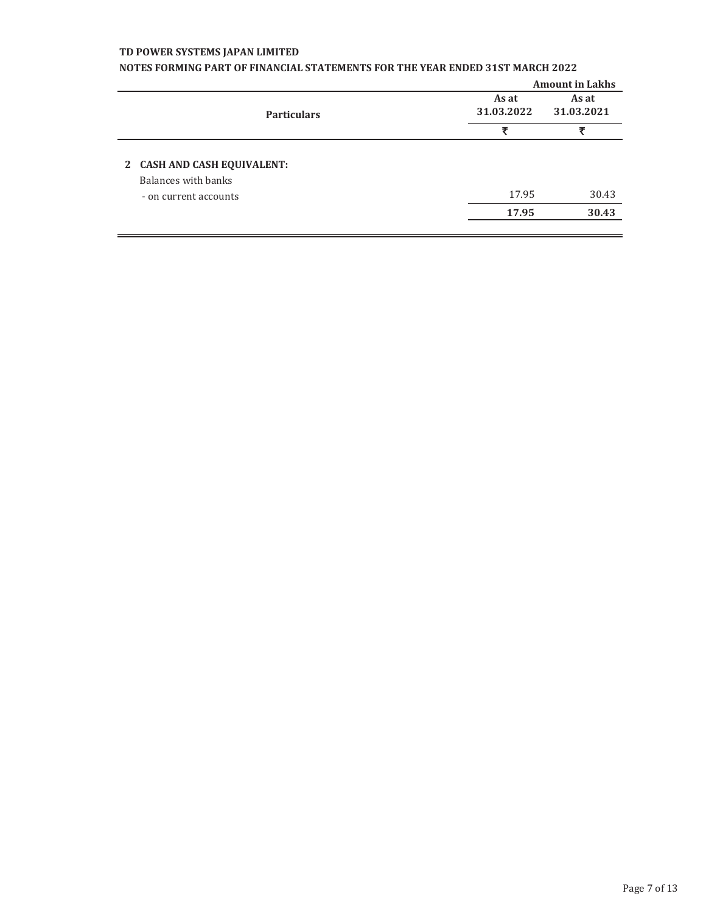**TD POWER SYSTEMS JAPAN LIMITED**

**NOTES FORMING PART OF FINANCIAL STATEMENTS FOR THE YEAR ENDED 31ST MARCH 2022**

**Amount in Lakhs**

| Particulars | As at 31.03.2022 | As at 31.03.2021 |
|---|---|---|
| | ₹ | ₹ |
| **2 CASH AND CASH EQUIVALENT:** | | |
| Balances with banks | | |
| - on current accounts | 17.95 | 30.43 |
| | **17.95** | **30.43** |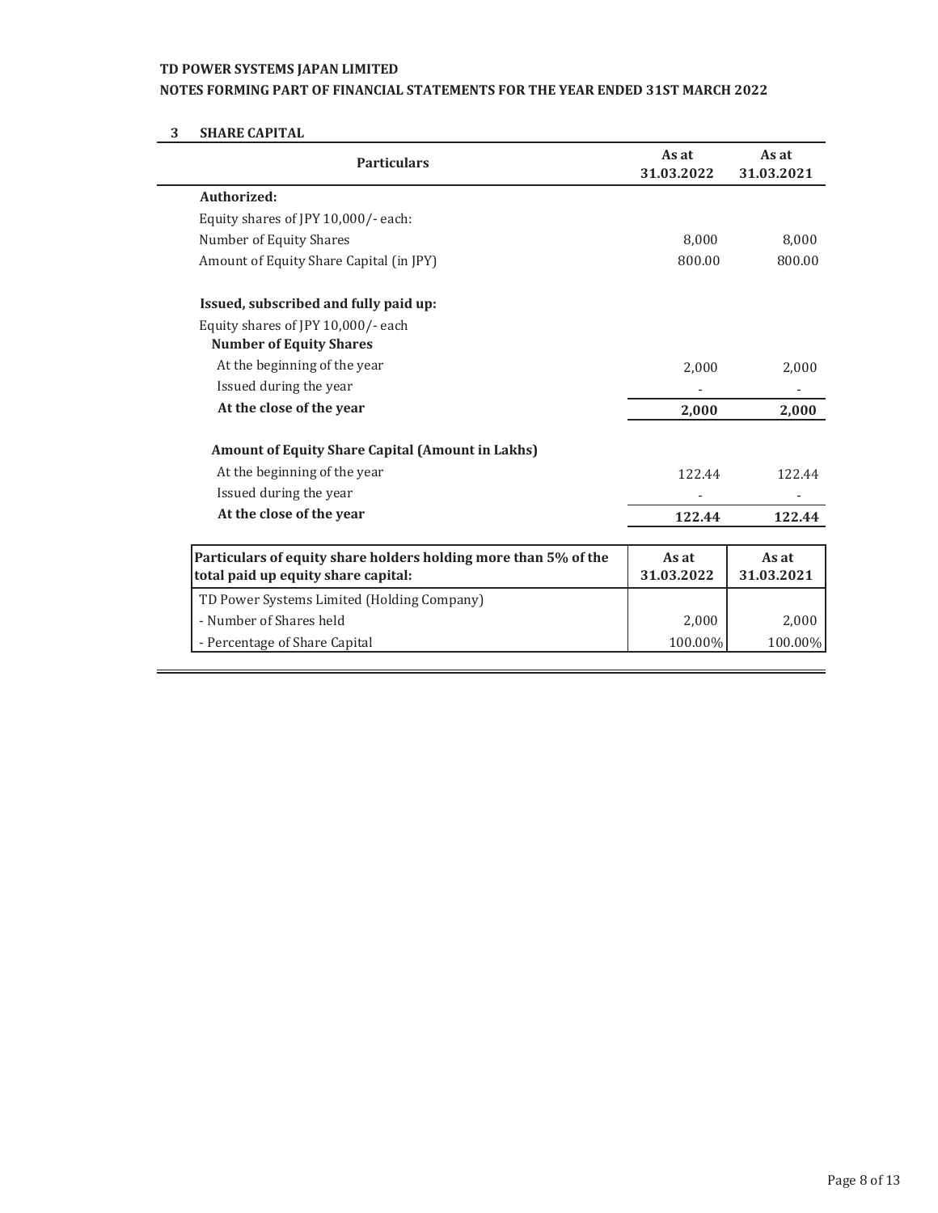**TD POWER SYSTEMS JAPAN LIMITED**

**NOTES FORMING PART OF FINANCIAL STATEMENTS FOR THE YEAR ENDED 31ST MARCH 2022**

## 3 SHARE CAPITAL

| Particulars | As at 31.03.2022 | As at 31.03.2021 |
|---|---|---|
| **Authorized:** | | |
| Equity shares of JPY 10,000/- each: | | |
| Number of Equity Shares | 8,000 | 8,000 |
| Amount of Equity Share Capital (in JPY) | 800.00 | 800.00 |
| | | |
| **Issued, subscribed and fully paid up:** | | |
| Equity shares of JPY 10,000/- each | | |
| **Number of Equity Shares** | | |
| At the beginning of the year | 2,000 | 2,000 |
| Issued during the year | - | - |
| **At the close of the year** | **2,000** | **2,000** |
| | | |
| **Amount of Equity Share Capital (Amount in Lakhs)** | | |
| At the beginning of the year | 122.44 | 122.44 |
| Issued during the year | - | - |
| **At the close of the year** | **122.44** | **122.44** |

| Particulars of equity share holders holding more than 5% of the total paid up equity share capital: | As at 31.03.2022 | As at 31.03.2021 |
|---|---|---|
| TD Power Systems Limited (Holding Company) | | |
| - Number of Shares held | 2,000 | 2,000 |
| - Percentage of Share Capital | 100.00% | 100.00% |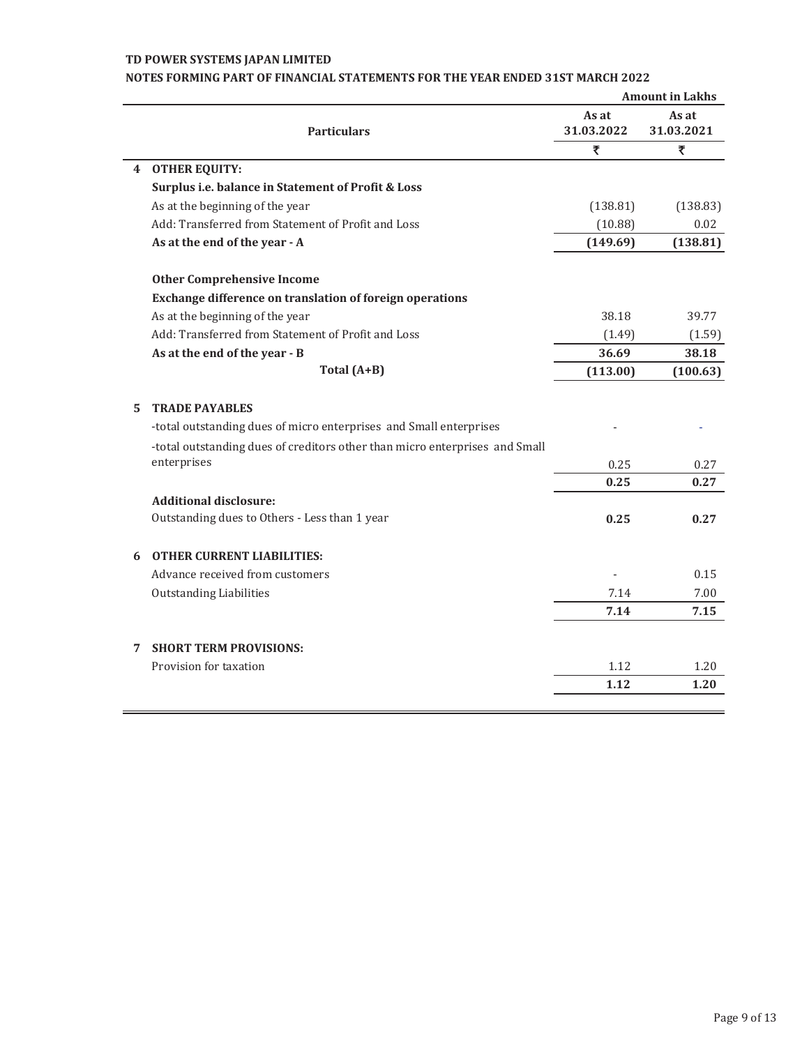**TD POWER SYSTEMS JAPAN LIMITED**

**NOTES FORMING PART OF FINANCIAL STATEMENTS FOR THE YEAR ENDED 31ST MARCH 2022**

**Amount in Lakhs**

| | Particulars | As at 31.03.2022 | As at 31.03.2021 |
|---|---|---|---|
| | | ₹ | ₹ |
| **4** | **OTHER EQUITY:** | | |
| | **Surplus i.e. balance in Statement of Profit & Loss** | | |
| | As at the beginning of the year | (138.81) | (138.83) |
| | Add: Transferred from Statement of Profit and Loss | (10.88) | 0.02 |
| | **As at the end of the year - A** | **(149.69)** | **(138.81)** |
| | | | |
| | **Other Comprehensive Income** | | |
| | **Exchange difference on translation of foreign operations** | | |
| | As at the beginning of the year | 38.18 | 39.77 |
| | Add: Transferred from Statement of Profit and Loss | (1.49) | (1.59) |
| | **As at the end of the year - B** | **36.69** | **38.18** |
| | **Total (A+B)** | **(113.00)** | **(100.63)** |
| | | | |
| **5** | **TRADE PAYABLES** | | |
| | -total outstanding dues of micro enterprises and Small enterprises | - | - |
| | -total outstanding dues of creditors other than micro enterprises and Small enterprises | 0.25 | 0.27 |
| | | **0.25** | **0.27** |
| | **Additional disclosure:** | | |
| | Outstanding dues to Others - Less than 1 year | **0.25** | **0.27** |
| | | | |
| **6** | **OTHER CURRENT LIABILITIES:** | | |
| | Advance received from customers | - | 0.15 |
| | Outstanding Liabilities | 7.14 | 7.00 |
| | | **7.14** | **7.15** |
| | | | |
| **7** | **SHORT TERM PROVISIONS:** | | |
| | Provision for taxation | 1.12 | 1.20 |
| | | **1.12** | **1.20** |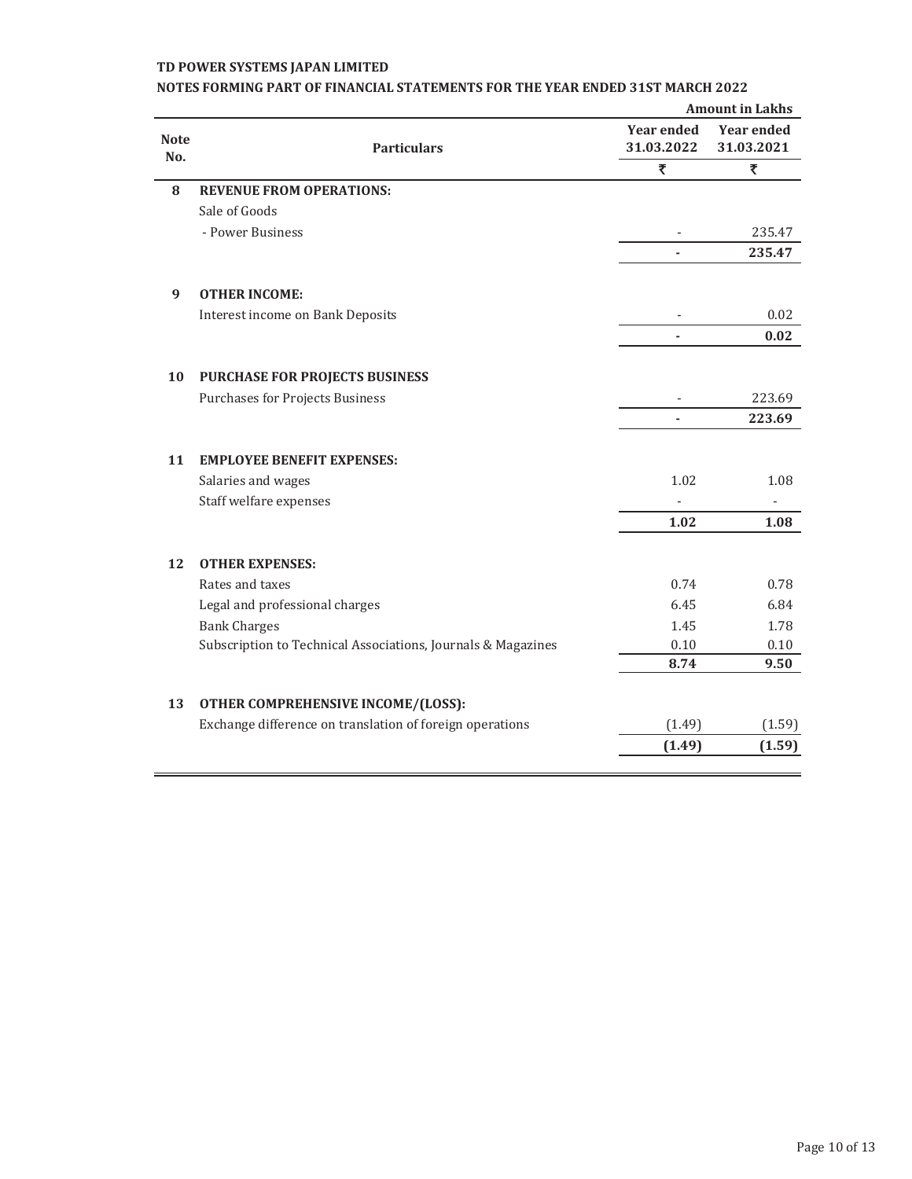**TD POWER SYSTEMS JAPAN LIMITED**

**NOTES FORMING PART OF FINANCIAL STATEMENTS FOR THE YEAR ENDED 31ST MARCH 2022**

**Amount in Lakhs**

| Note No. | Particulars | Year ended 31.03.2022 | Year ended 31.03.2021 |
|---|---|---|---|
| | | ₹ | ₹ |
| **8** | **REVENUE FROM OPERATIONS:** | | |
| | Sale of Goods | | |
| | - Power Business | - | 235.47 |
| | | **-** | **235.47** |
| **9** | **OTHER INCOME:** | | |
| | Interest income on Bank Deposits | - | 0.02 |
| | | **-** | **0.02** |
| **10** | **PURCHASE FOR PROJECTS BUSINESS** | | |
| | Purchases for Projects Business | - | 223.69 |
| | | **-** | **223.69** |
| **11** | **EMPLOYEE BENEFIT EXPENSES:** | | |
| | Salaries and wages | 1.02 | 1.08 |
| | Staff welfare expenses | - | - |
| | | **1.02** | **1.08** |
| **12** | **OTHER EXPENSES:** | | |
| | Rates and taxes | 0.74 | 0.78 |
| | Legal and professional charges | 6.45 | 6.84 |
| | Bank Charges | 1.45 | 1.78 |
| | Subscription to Technical Associations, Journals & Magazines | 0.10 | 0.10 |
| | | **8.74** | **9.50** |
| **13** | **OTHER COMPREHENSIVE INCOME/(LOSS):** | | |
| | Exchange difference on translation of foreign operations | (1.49) | (1.59) |
| | | **(1.49)** | **(1.59)** |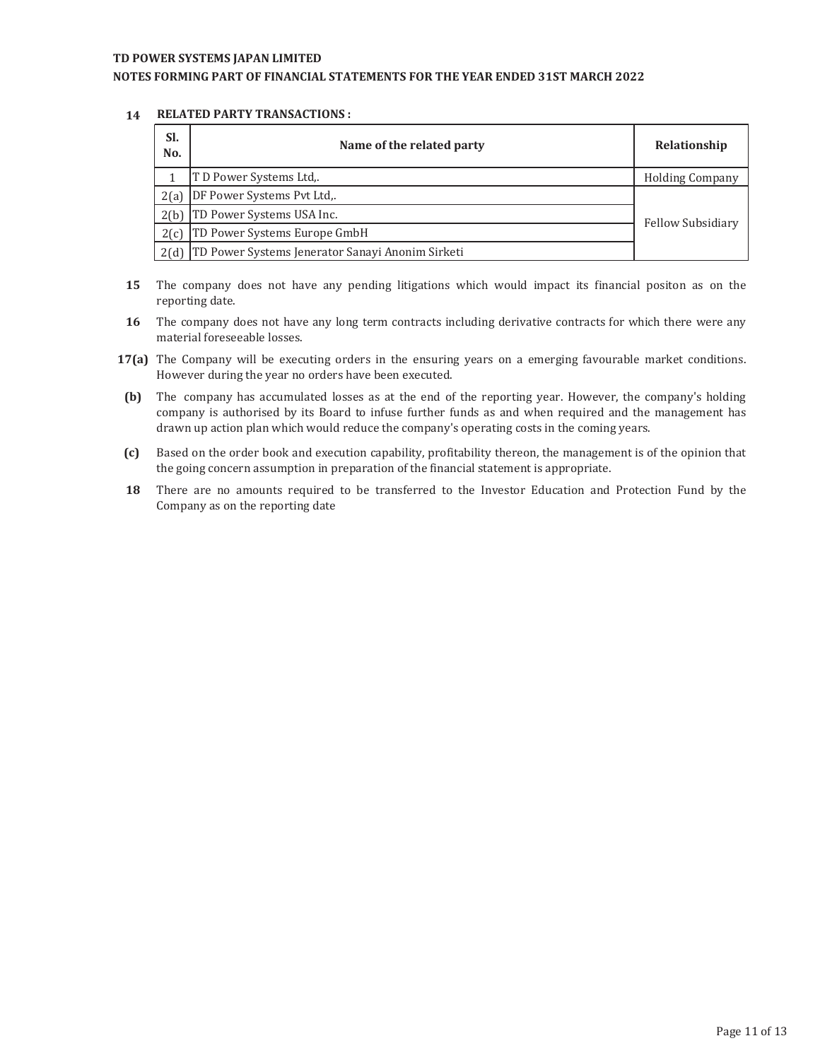**TD POWER SYSTEMS JAPAN LIMITED**

**NOTES FORMING PART OF FINANCIAL STATEMENTS FOR THE YEAR ENDED 31ST MARCH 2022**

**14 RELATED PARTY TRANSACTIONS :**

| Sl. No. | Name of the related party | Relationship |
|---|---|---|
| 1 | T D Power Systems Ltd,. | Holding Company |
| 2(a) | DF Power Systems Pvt Ltd,. | Fellow Subsidiary |
| 2(b) | TD Power Systems USA Inc. | |
| 2(c) | TD Power Systems Europe GmbH | |
| 2(d) | TD Power Systems Jenerator Sanayi Anonim Sirketi | |

**15** The company does not have any pending litigations which would impact its financial positon as on the reporting date.

**16** The company does not have any long term contracts including derivative contracts for which there were any material foreseeable losses.

**17(a)** The Company will be executing orders in the ensuring years on a emerging favourable market conditions. However during the year no orders have been executed.

**(b)** The company has accumulated losses as at the end of the reporting year. However, the company's holding company is authorised by its Board to infuse further funds as and when required and the management has drawn up action plan which would reduce the company's operating costs in the coming years.

**(c)** Based on the order book and execution capability, profitability thereon, the management is of the opinion that the going concern assumption in preparation of the financial statement is appropriate.

**18** There are no amounts required to be transferred to the Investor Education and Protection Fund by the Company as on the reporting date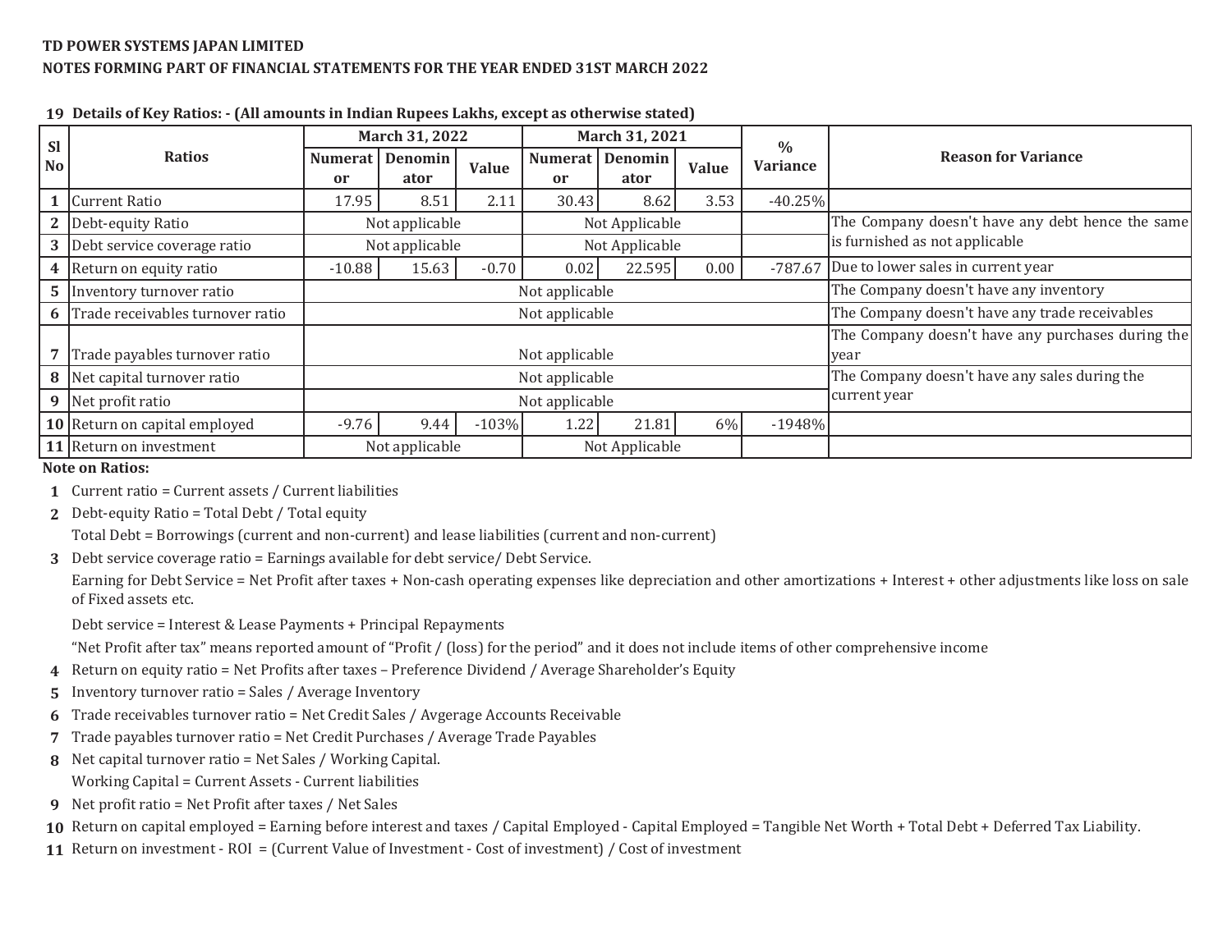**TD POWER SYSTEMS JAPAN LIMITED**

**NOTES FORMING PART OF FINANCIAL STATEMENTS FOR THE YEAR ENDED 31ST MARCH 2022**

**19 Details of Key Ratios: - (All amounts in Indian Rupees Lakhs, except as otherwise stated)**

| Sl No | Ratios | March 31, 2022 | | | March 31, 2021 | | | % Variance | Reason for Variance |
|---|---|---|---|---|---|---|---|---|---|
| | | Numerator | Denominator | Value | Numerator | Denominator | Value | | |
| 1 | Current Ratio | 17.95 | 8.51 | 2.11 | 30.43 | 8.62 | 3.53 | -40.25% | |
| 2 | Debt-equity Ratio | Not applicable | | | Not Applicable | | | | The Company doesn't have any debt hence the same is furnished as not applicable |
| 3 | Debt service coverage ratio | Not applicable | | | Not Applicable | | | | |
| 4 | Return on equity ratio | -10.88 | 15.63 | -0.70 | 0.02 | 22.595 | 0.00 | -787.67 | Due to lower sales in current year |
| 5 | Inventory turnover ratio | Not applicable | | | | | | | The Company doesn't have any inventory |
| 6 | Trade receivables turnover ratio | Not applicable | | | | | | | The Company doesn't have any trade receivables |
| 7 | Trade payables turnover ratio | Not applicable | | | | | | | The Company doesn't have any purchases during the year |
| 8 | Net capital turnover ratio | Not applicable | | | | | | | The Company doesn't have any sales during the current year |
| 9 | Net profit ratio | Not applicable | | | | | | | |
| 10 | Return on capital employed | -9.76 | 9.44 | -103% | 1.22 | 21.81 | 6% | -1948% | |
| 11 | Return on investment | Not applicable | | | Not Applicable | | | | |

**Note on Ratios:**

1. Current ratio = Current assets / Current liabilities
2. Debt-equity Ratio = Total Debt / Total equity
   
   Total Debt = Borrowings (current and non-current) and lease liabilities (current and non-current)
3. Debt service coverage ratio = Earnings available for debt service/ Debt Service.
   
   Earning for Debt Service = Net Profit after taxes + Non-cash operating expenses like depreciation and other amortizations + Interest + other adjustments like loss on sale of Fixed assets etc.
   
   Debt service = Interest & Lease Payments + Principal Repayments
   
   "Net Profit after tax" means reported amount of "Profit / (loss) for the period" and it does not include items of other comprehensive income
4. Return on equity ratio = Net Profits after taxes – Preference Dividend / Average Shareholder's Equity
5. Inventory turnover ratio = Sales / Average Inventory
6. Trade receivables turnover ratio = Net Credit Sales / Avgerage Accounts Receivable
7. Trade payables turnover ratio = Net Credit Purchases / Average Trade Payables
8. Net capital turnover ratio = Net Sales / Working Capital.
   
   Working Capital = Current Assets - Current liabilities
9. Net profit ratio = Net Profit after taxes / Net Sales
10. Return on capital employed = Earning before interest and taxes / Capital Employed - Capital Employed = Tangible Net Worth + Total Debt + Deferred Tax Liability.
11. Return on investment - ROI = (Current Value of Investment - Cost of investment) / Cost of investment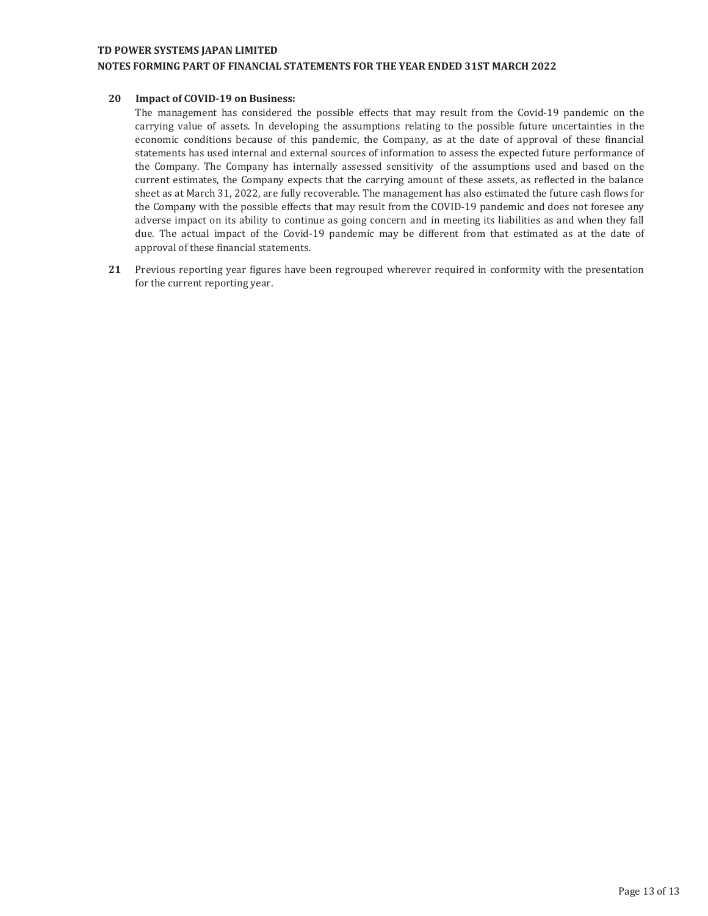**20 Impact of COVID-19 on Business:**

The management has considered the possible effects that may result from the Covid-19 pandemic on the carrying value of assets. In developing the assumptions relating to the possible future uncertainties in the economic conditions because of this pandemic, the Company, as at the date of approval of these financial statements has used internal and external sources of information to assess the expected future performance of the Company. The Company has internally assessed sensitivity of the assumptions used and based on the current estimates, the Company expects that the carrying amount of these assets, as reflected in the balance sheet as at March 31, 2022, are fully recoverable. The management has also estimated the future cash flows for the Company with the possible effects that may result from the COVID-19 pandemic and does not foresee any adverse impact on its ability to continue as going concern and in meeting its liabilities as and when they fall due. The actual impact of the Covid-19 pandemic may be different from that estimated as at the date of approval of these financial statements.

**21** Previous reporting year figures have been regrouped wherever required in conformity with the presentation for the current reporting year.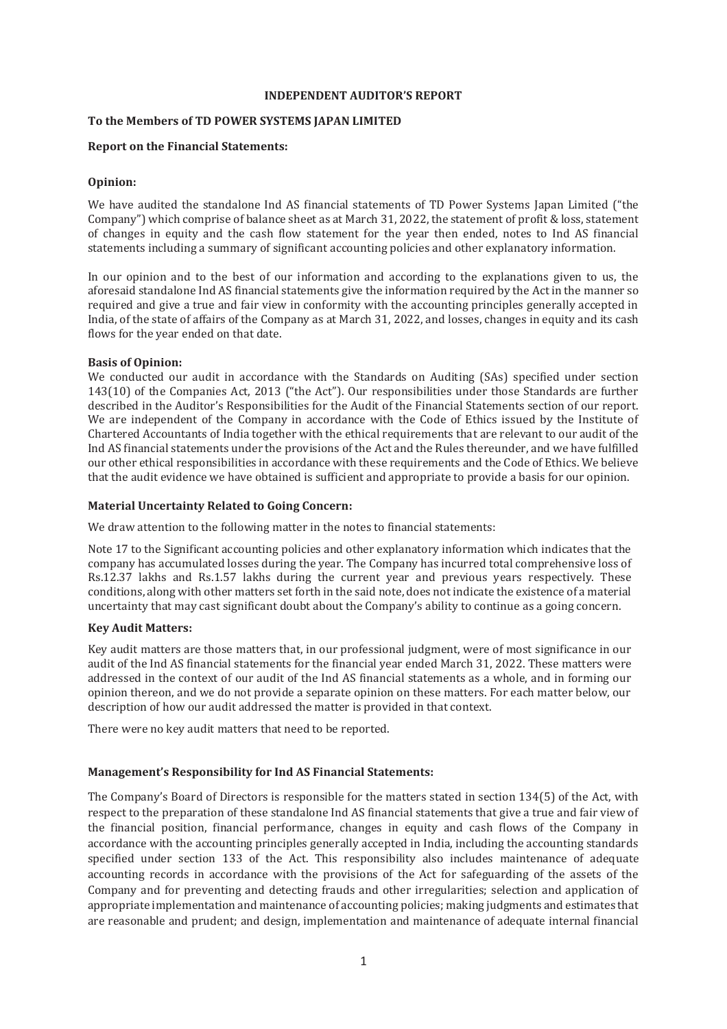**INDEPENDENT AUDITOR'S REPORT**

**To the Members of TD POWER SYSTEMS JAPAN LIMITED**

**Report on the Financial Statements:**

**Opinion:**

We have audited the standalone Ind AS financial statements of TD Power Systems Japan Limited ("the Company") which comprise of balance sheet as at March 31, 2022, the statement of profit & loss, statement of changes in equity and the cash flow statement for the year then ended, notes to Ind AS financial statements including a summary of significant accounting policies and other explanatory information.

In our opinion and to the best of our information and according to the explanations given to us, the aforesaid standalone Ind AS financial statements give the information required by the Act in the manner so required and give a true and fair view in conformity with the accounting principles generally accepted in India, of the state of affairs of the Company as at March 31, 2022, and losses, changes in equity and its cash flows for the year ended on that date.

**Basis of Opinion:**

We conducted our audit in accordance with the Standards on Auditing (SAs) specified under section 143(10) of the Companies Act, 2013 ("the Act"). Our responsibilities under those Standards are further described in the Auditor's Responsibilities for the Audit of the Financial Statements section of our report. We are independent of the Company in accordance with the Code of Ethics issued by the Institute of Chartered Accountants of India together with the ethical requirements that are relevant to our audit of the Ind AS financial statements under the provisions of the Act and the Rules thereunder, and we have fulfilled our other ethical responsibilities in accordance with these requirements and the Code of Ethics. We believe that the audit evidence we have obtained is sufficient and appropriate to provide a basis for our opinion.

**Material Uncertainty Related to Going Concern:**

We draw attention to the following matter in the notes to financial statements:

Note 17 to the Significant accounting policies and other explanatory information which indicates that the company has accumulated losses during the year. The Company has incurred total comprehensive loss of Rs.12.37 lakhs and Rs.1.57 lakhs during the current year and previous years respectively. These conditions, along with other matters set forth in the said note, does not indicate the existence of a material uncertainty that may cast significant doubt about the Company's ability to continue as a going concern.

**Key Audit Matters:**

Key audit matters are those matters that, in our professional judgment, were of most significance in our audit of the Ind AS financial statements for the financial year ended March 31, 2022. These matters were addressed in the context of our audit of the Ind AS financial statements as a whole, and in forming our opinion thereon, and we do not provide a separate opinion on these matters. For each matter below, our description of how our audit addressed the matter is provided in that context.

There were no key audit matters that need to be reported.

**Management's Responsibility for Ind AS Financial Statements:**

The Company's Board of Directors is responsible for the matters stated in section 134(5) of the Act, with respect to the preparation of these standalone Ind AS financial statements that give a true and fair view of the financial position, financial performance, changes in equity and cash flows of the Company in accordance with the accounting principles generally accepted in India, including the accounting standards specified under section 133 of the Act. This responsibility also includes maintenance of adequate accounting records in accordance with the provisions of the Act for safeguarding of the assets of the Company and for preventing and detecting frauds and other irregularities; selection and application of appropriate implementation and maintenance of accounting policies; making judgments and estimates that are reasonable and prudent; and design, implementation and maintenance of adequate internal financial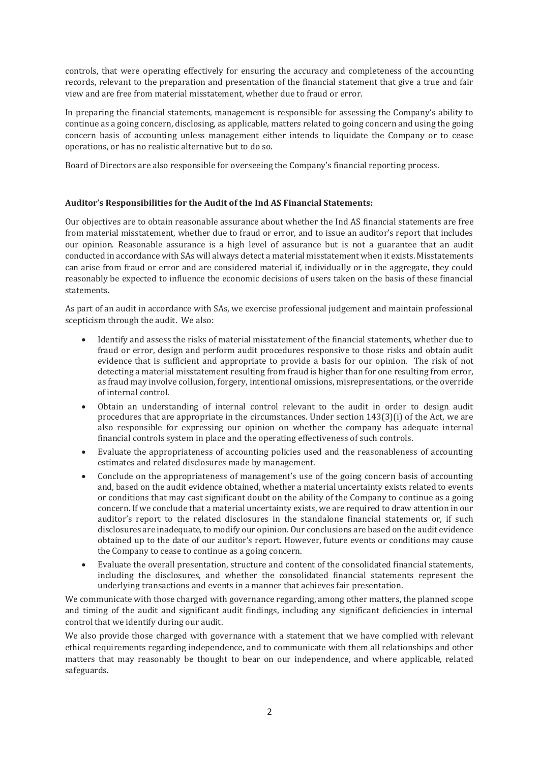controls, that were operating effectively for ensuring the accuracy and completeness of the accounting records, relevant to the preparation and presentation of the financial statement that give a true and fair view and are free from material misstatement, whether due to fraud or error.

In preparing the financial statements, management is responsible for assessing the Company's ability to continue as a going concern, disclosing, as applicable, matters related to going concern and using the going concern basis of accounting unless management either intends to liquidate the Company or to cease operations, or has no realistic alternative but to do so.

Board of Directors are also responsible for overseeing the Company's financial reporting process.

**Auditor's Responsibilities for the Audit of the Ind AS Financial Statements:**

Our objectives are to obtain reasonable assurance about whether the Ind AS financial statements are free from material misstatement, whether due to fraud or error, and to issue an auditor's report that includes our opinion. Reasonable assurance is a high level of assurance but is not a guarantee that an audit conducted in accordance with SAs will always detect a material misstatement when it exists. Misstatements can arise from fraud or error and are considered material if, individually or in the aggregate, they could reasonably be expected to influence the economic decisions of users taken on the basis of these financial statements.

As part of an audit in accordance with SAs, we exercise professional judgement and maintain professional scepticism through the audit. We also:

- Identify and assess the risks of material misstatement of the financial statements, whether due to fraud or error, design and perform audit procedures responsive to those risks and obtain audit evidence that is sufficient and appropriate to provide a basis for our opinion. The risk of not detecting a material misstatement resulting from fraud is higher than for one resulting from error, as fraud may involve collusion, forgery, intentional omissions, misrepresentations, or the override of internal control.
- Obtain an understanding of internal control relevant to the audit in order to design audit procedures that are appropriate in the circumstances. Under section 143(3)(i) of the Act, we are also responsible for expressing our opinion on whether the company has adequate internal financial controls system in place and the operating effectiveness of such controls.
- Evaluate the appropriateness of accounting policies used and the reasonableness of accounting estimates and related disclosures made by management.
- Conclude on the appropriateness of management's use of the going concern basis of accounting and, based on the audit evidence obtained, whether a material uncertainty exists related to events or conditions that may cast significant doubt on the ability of the Company to continue as a going concern. If we conclude that a material uncertainty exists, we are required to draw attention in our auditor's report to the related disclosures in the standalone financial statements or, if such disclosures are inadequate, to modify our opinion. Our conclusions are based on the audit evidence obtained up to the date of our auditor's report. However, future events or conditions may cause the Company to cease to continue as a going concern.
- Evaluate the overall presentation, structure and content of the consolidated financial statements, including the disclosures, and whether the consolidated financial statements represent the underlying transactions and events in a manner that achieves fair presentation.

We communicate with those charged with governance regarding, among other matters, the planned scope and timing of the audit and significant audit findings, including any significant deficiencies in internal control that we identify during our audit.

We also provide those charged with governance with a statement that we have complied with relevant ethical requirements regarding independence, and to communicate with them all relationships and other matters that may reasonably be thought to bear on our independence, and where applicable, related safeguards.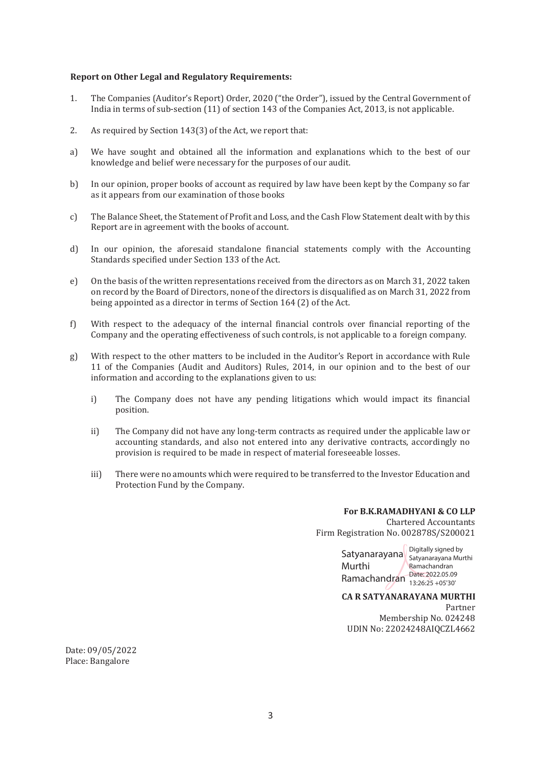**Report on Other Legal and Regulatory Requirements:**

1. The Companies (Auditor's Report) Order, 2020 ("the Order"), issued by the Central Government of India in terms of sub-section (11) of section 143 of the Companies Act, 2013, is not applicable.

2. As required by Section 143(3) of the Act, we report that:

a) We have sought and obtained all the information and explanations which to the best of our knowledge and belief were necessary for the purposes of our audit.

b) In our opinion, proper books of account as required by law have been kept by the Company so far as it appears from our examination of those books

c) The Balance Sheet, the Statement of Profit and Loss, and the Cash Flow Statement dealt with by this Report are in agreement with the books of account.

d) In our opinion, the aforesaid standalone financial statements comply with the Accounting Standards specified under Section 133 of the Act.

e) On the basis of the written representations received from the directors as on March 31, 2022 taken on record by the Board of Directors, none of the directors is disqualified as on March 31, 2022 from being appointed as a director in terms of Section 164 (2) of the Act.

f) With respect to the adequacy of the internal financial controls over financial reporting of the Company and the operating effectiveness of such controls, is not applicable to a foreign company.

g) With respect to the other matters to be included in the Auditor's Report in accordance with Rule 11 of the Companies (Audit and Auditors) Rules, 2014, in our opinion and to the best of our information and according to the explanations given to us:

   i) The Company does not have any pending litigations which would impact its financial position.

   ii) The Company did not have any long-term contracts as required under the applicable law or accounting standards, and also not entered into any derivative contracts, accordingly no provision is required to be made in respect of material foreseeable losses.

   iii) There were no amounts which were required to be transferred to the Investor Education and Protection Fund by the Company.

**For B.K.RAMADHYANI & CO LLP**
Chartered Accountants
Firm Registration No. 002878S/S200021

Satyanarayana Murthi Ramachandran
Digitally signed by Satyanarayana Murthi Ramachandran
Date: 2022.05.09 13:26:25 +05'30'

**CA R SATYANARAYANA MURTHI**
Partner
Membership No. 024248
UDIN No: 22024248AIQCZL4662

Date: 09/05/2022
Place: Bangalore